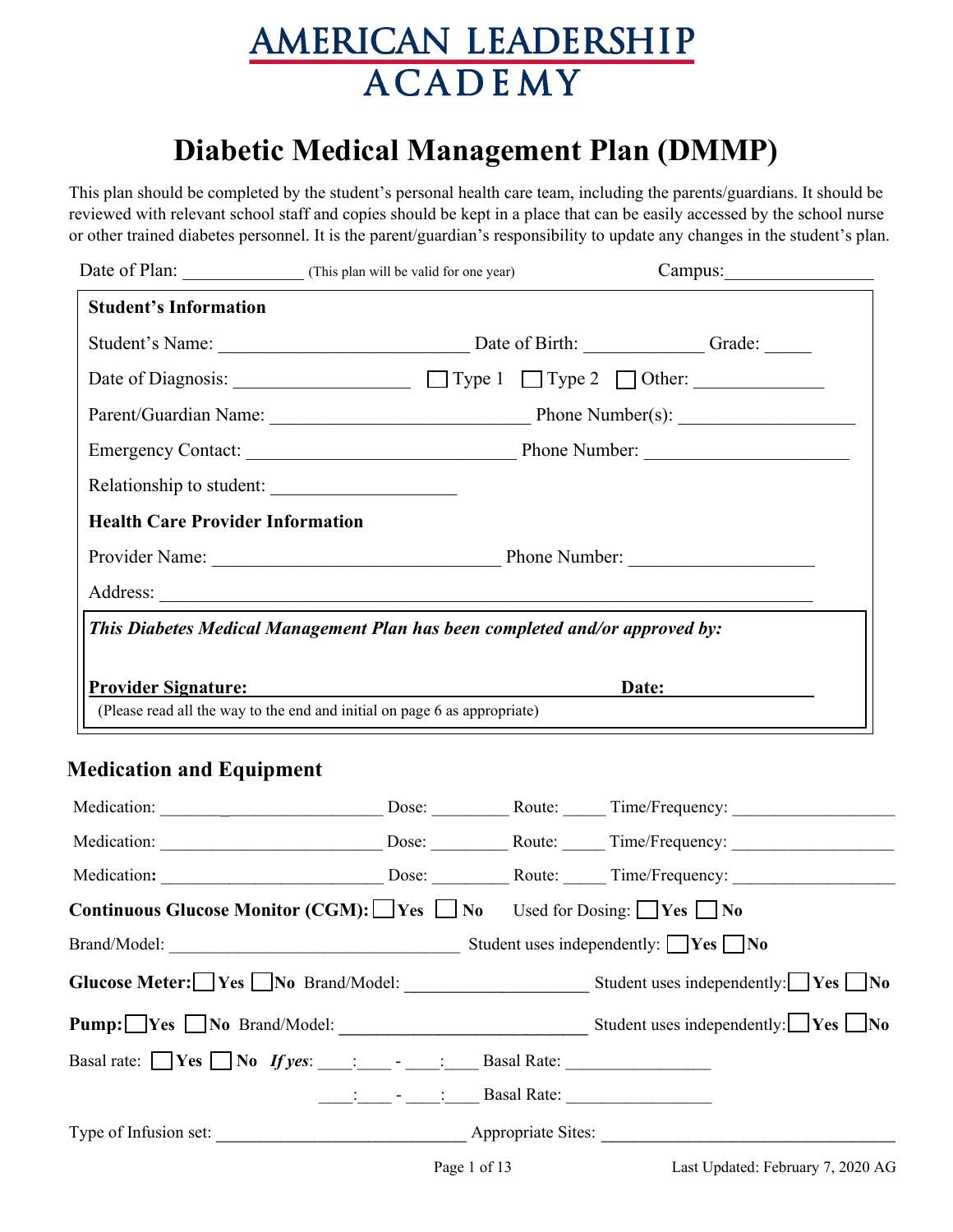# AMERICAN LEADERSHIP ACADEMY

## Diabetic Medical Management Plan (DMMP)

This plan should be completed by the student's personal health care team, including the parents/guardians. It should be reviewed with relevant school staff and copies should be kept in a place that can be easily accessed by the school nurse or other trained diabetes personnel. It is the parent/guardian's responsibility to update any changes in the student's plan.

Date of Plan: ____________ (This plan will be valid for one year) Campus: ______________

**Student's Information**

Student's Name: ________________________ Date of Birth: ___________ Grade: _____

Date of Diagnosis: _________________ ☐ Type 1 ☐ Type 2 ☐ Other: ____________

Parent/Guardian Name: ________________________ Phone Number(s): ________________

Emergency Contact: ________________________ Phone Number: ___________________

Relationship to student: __________________

**Health Care Provider Information**

Provider Name: ___________________________ Phone Number: _________________

Address: ________________________________________________________________

***This Diabetes Medical Management Plan has been completed and/or approved by:***

**Provider Signature:** ________________________________ **Date:** ____________

(Please read all the way to the end and initial on page 6 as appropriate)

## Medication and Equipment

Medication: _______________________ Dose: ________ Route: _____ Time/Frequency: _________________

Medication: _______________________ Dose: ________ Route: _____ Time/Frequency: _________________

Medication: _______________________ Dose: ________ Route: _____ Time/Frequency: _________________

**Continuous Glucose Monitor (CGM):** ☐ **Yes** ☐ **No** Used for Dosing: ☐ **Yes** ☐ **No**

Brand/Model: ______________________________ Student uses independently: ☐ **Yes** ☐ **No**

**Glucose Meter:** ☐ **Yes** ☐ **No** Brand/Model: ___________________ Student uses independently: ☐ **Yes** ☐ **No**

**Pump:** ☐ **Yes** ☐ **No** Brand/Model: ________________________ Student uses independently: ☐ **Yes** ☐ **No**

Basal rate: ☐ **Yes** ☐ **No** ***If yes***: ____:____ - ____:____ Basal Rate: _______________

____:____ - ____:____ Basal Rate: _______________

Type of Infusion set: __________________________ Appropriate Sites: ______________________________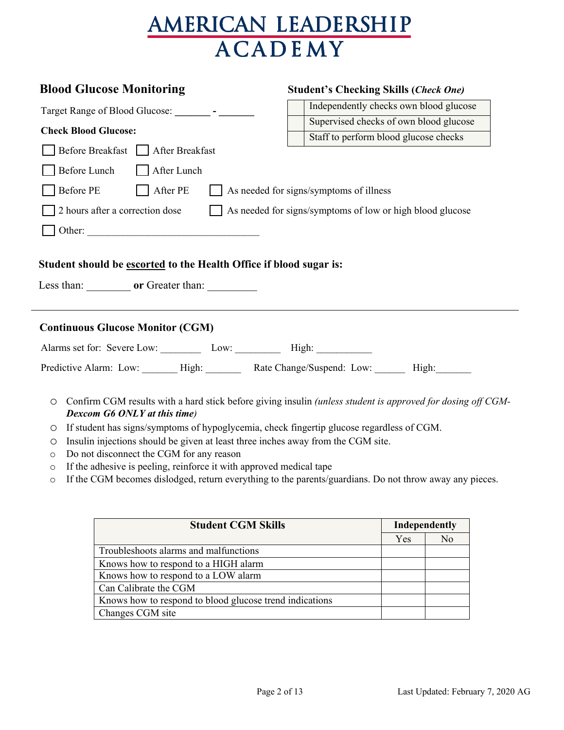# AMERICAN LEADERSHIP ACADEMY

## Blood Glucose Monitoring

Target Range of Blood Glucose: _______ - _______

**Check Blood Glucose:**

- ☐ Before Breakfast ☐ After Breakfast
- ☐ Before Lunch ☐ After Lunch
- ☐ Before PE ☐ After PE ☐ As needed for signs/symptoms of illness
- ☐ 2 hours after a correction dose ☐ As needed for signs/symptoms of low or high blood glucose
- ☐ Other: _________________________________

**Student's Checking Skills (*Check One)***

| | |
|---|---|
| | Independently checks own blood glucose |
| | Supervised checks of own blood glucose |
| | Staff to perform blood glucose checks |

**Student should be <u>escorted</u> to the Health Office if blood sugar is:**

Less than: ________ **or** Greater than: _________

---

## Continuous Glucose Monitor (CGM)

Alarms set for: Severe Low: ________ Low: _________ High: ___________

Predictive Alarm: Low: _______ High: _______ Rate Change/Suspend: Low: ______ High:_______

- Confirm CGM results with a hard stick before giving insulin *(unless student is approved for dosing off CGM- **Dexcom G6 ONLY at this time**)*
- If student has signs/symptoms of hypoglycemia, check fingertip glucose regardless of CGM.
- Insulin injections should be given at least three inches away from the CGM site.
- Do not disconnect the CGM for any reason
- If the adhesive is peeling, reinforce it with approved medical tape
- If the CGM becomes dislodged, return everything to the parents/guardians. Do not throw away any pieces.

| **Student CGM Skills** | **Independently** | |
|---|---|---|
| | Yes | No |
| Troubleshoots alarms and malfunctions | | |
| Knows how to respond to a HIGH alarm | | |
| Knows how to respond to a LOW alarm | | |
| Can Calibrate the CGM | | |
| Knows how to respond to blood glucose trend indications | | |
| Changes CGM site | | |

Last Updated: February 7, 2020 AG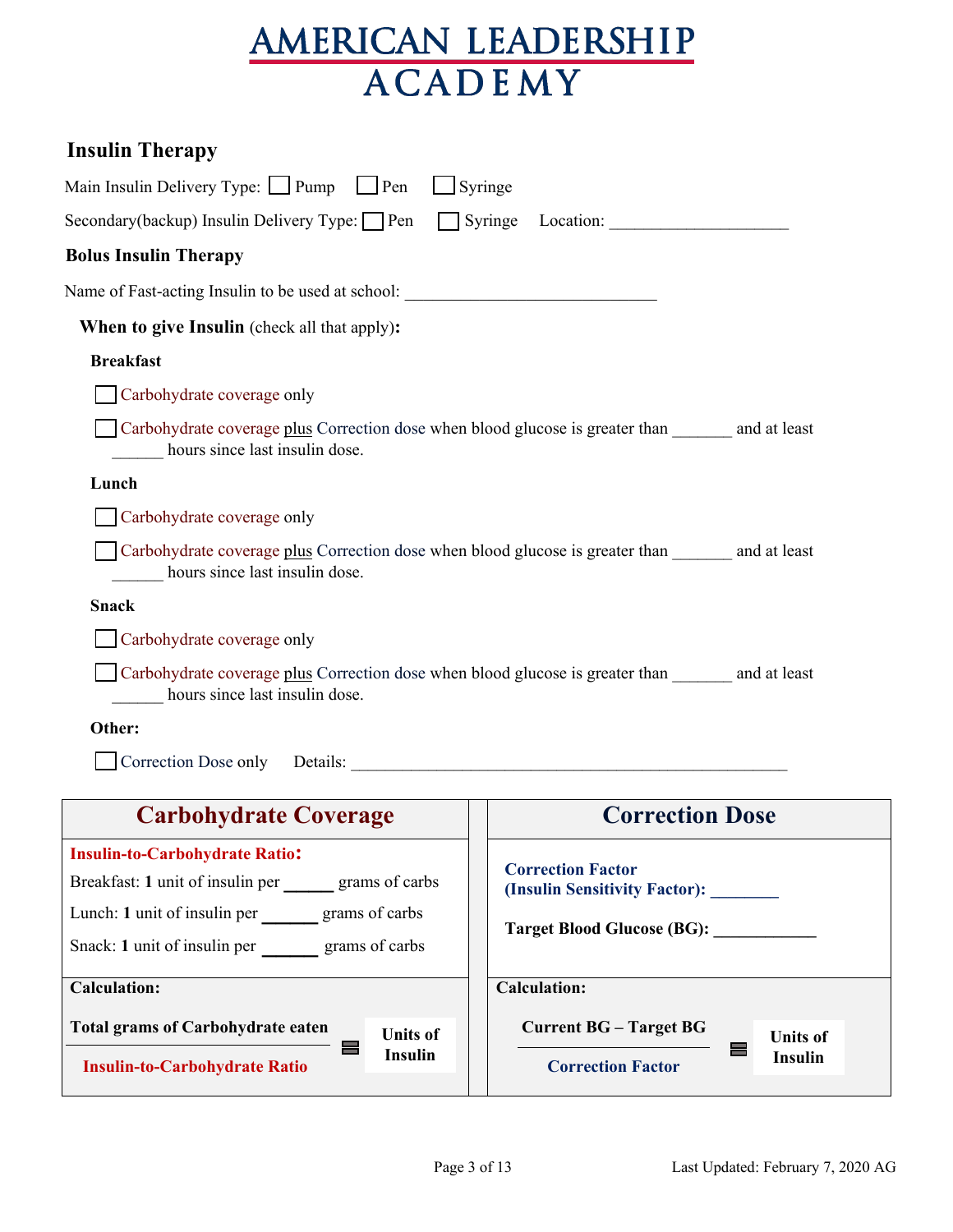# AMERICAN LEADERSHIP ACADEMY

## Insulin Therapy

Main Insulin Delivery Type: ☐ Pump ☐ Pen ☐ Syringe

Secondary(backup) Insulin Delivery Type: ☐ Pen ☐ Syringe Location: ____________________

### Bolus Insulin Therapy

Name of Fast-acting Insulin to be used at school: ____________________________

**When to give Insulin** (check all that apply)**:**

**Breakfast**

☐ Carbohydrate coverage only

☐ Carbohydrate coverage plus Correction dose when blood glucose is greater than _______ and at least ______ hours since last insulin dose.

**Lunch**

☐ Carbohydrate coverage only

☐ Carbohydrate coverage plus Correction dose when blood glucose is greater than _______ and at least ______ hours since last insulin dose.

**Snack**

☐ Carbohydrate coverage only

☐ Carbohydrate coverage plus Correction dose when blood glucose is greater than _______ and at least ______ hours since last insulin dose.

**Other:**

☐ Correction Dose only Details: ________________________________________________

| Carbohydrate Coverage | Correction Dose |
|---|---|
| **Insulin-to-Carbohydrate Ratio:**<br>Breakfast: **1** unit of insulin per _____ grams of carbs<br>Lunch: **1** unit of insulin per ______ grams of carbs<br>Snack: **1** unit of insulin per ______ grams of carbs | **Correction Factor (Insulin Sensitivity Factor):** ________<br>**Target Blood Glucose (BG):** ___________ |
| **Calculation:**<br>$$\frac{\textbf{Total grams of Carbohydrate eaten}}{\textbf{Insulin-to-Carbohydrate Ratio}} = \textbf{Units of Insulin}$$ | **Calculation:**<br>$$\frac{\textbf{Current BG – Target BG}}{\textbf{Correction Factor}} = \textbf{Units of Insulin}$$ |

Last Updated: February 7, 2020 AG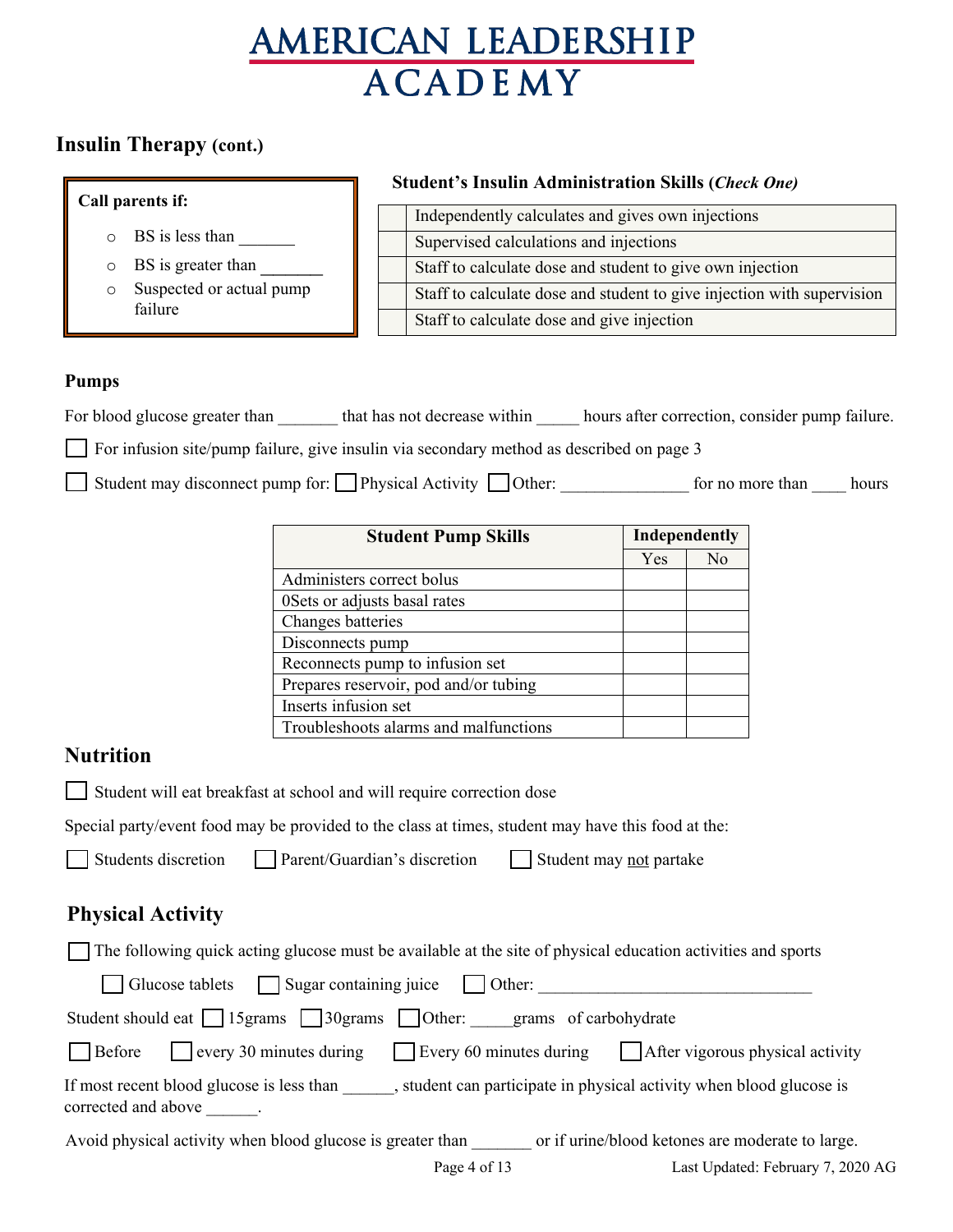# AMERICAN LEADERSHIP ACADEMY

## Insulin Therapy (cont.)

**Call parents if:**

- BS is less than _______
- BS is greater than _______
- Suspected or actual pump failure

**Student's Insulin Administration Skills (*Check One)***

| | |
|---|---|
| | Independently calculates and gives own injections |
| | Supervised calculations and injections |
| | Staff to calculate dose and student to give own injection |
| | Staff to calculate dose and student to give injection with supervision |
| | Staff to calculate dose and give injection |

### Pumps

For blood glucose greater than _______ that has not decrease within _____ hours after correction, consider pump failure.

☐ For infusion site/pump failure, give insulin via secondary method as described on page 3

☐ Student may disconnect pump for: ☐ Physical Activity ☐ Other: _______________ for no more than ____ hours

| Student Pump Skills | Independently | |
|---|---|---|
| | Yes | No |
| Administers correct bolus | | |
| 0Sets or adjusts basal rates | | |
| Changes batteries | | |
| Disconnects pump | | |
| Reconnects pump to infusion set | | |
| Prepares reservoir, pod and/or tubing | | |
| Inserts infusion set | | |
| Troubleshoots alarms and malfunctions | | |

## Nutrition

☐ Student will eat breakfast at school and will require correction dose

Special party/event food may be provided to the class at times, student may have this food at the:

☐ Students discretion ☐ Parent/Guardian's discretion ☐ Student may not partake

## Physical Activity

☐ The following quick acting glucose must be available at the site of physical education activities and sports

☐ Glucose tablets ☐ Sugar containing juice ☐ Other: _________________________________

Student should eat ☐ 15grams ☐ 30grams ☐ Other: _____grams of carbohydrate

☐ Before ☐ every 30 minutes during ☐ Every 60 minutes during ☐ After vigorous physical activity

If most recent blood glucose is less than ______, student can participate in physical activity when blood glucose is corrected and above ______.

Avoid physical activity when blood glucose is greater than _______ or if urine/blood ketones are moderate to large.

Last Updated: February 7, 2020 AG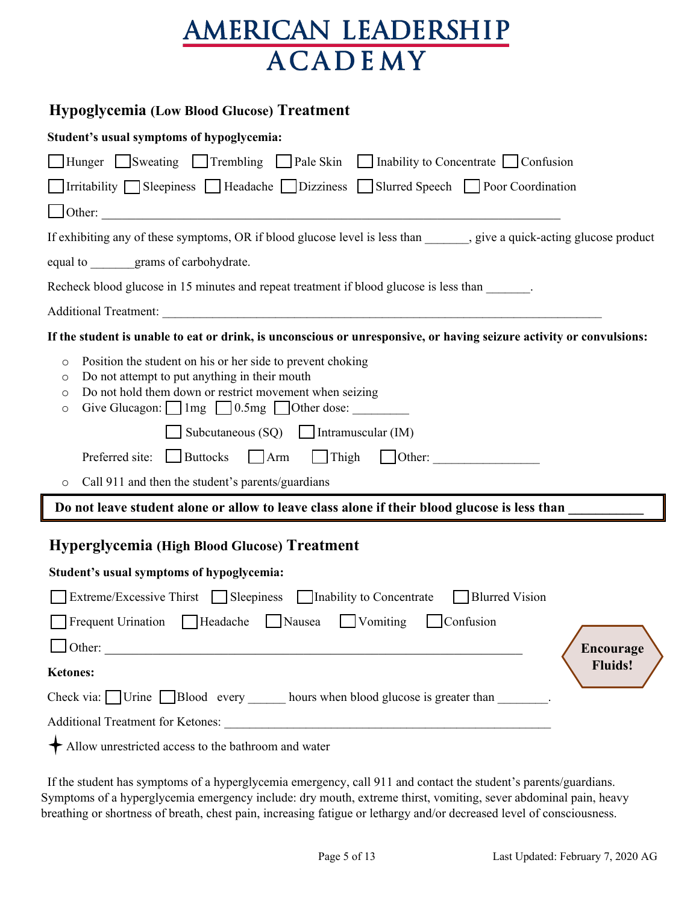# AMERICAN LEADERSHIP ACADEMY

## Hypoglycemia (Low Blood Glucose) Treatment

**Student's usual symptoms of hypoglycemia:**

☐ Hunger ☐ Sweating ☐ Trembling ☐ Pale Skin ☐ Inability to Concentrate ☐ Confusion

☐ Irritability ☐ Sleepiness ☐ Headache ☐ Dizziness ☐ Slurred Speech ☐ Poor Coordination

☐ Other: ___________________________________________________________________________

If exhibiting any of these symptoms, OR if blood glucose level is less than _______, give a quick-acting glucose product equal to _______grams of carbohydrate.

Recheck blood glucose in 15 minutes and repeat treatment if blood glucose is less than _______.

Additional Treatment: ___________________________________________________________________________

**If the student is unable to eat or drink, is unconscious or unresponsive, or having seizure activity or convulsions:**

- Position the student on his or her side to prevent choking
- Do not attempt to put anything in their mouth
- Do not hold them down or restrict movement when seizing
- Give Glucagon: ☐ 1mg ☐ 0.5mg ☐ Other dose: _________

  ☐ Subcutaneous (SQ) ☐ Intramuscular (IM)

  Preferred site: ☐ Buttocks ☐ Arm ☐ Thigh ☐ Other: ________________

- Call 911 and then the student's parents/guardians

**Do not leave student alone or allow to leave class alone if their blood glucose is less than ___________**

## Hyperglycemia (High Blood Glucose) Treatment

**Student's usual symptoms of hypoglycemia:**

☐ Extreme/Excessive Thirst ☐ Sleepiness ☐ Inability to Concentrate ☐ Blurred Vision

☐ Frequent Urination ☐ Headache ☐ Nausea ☐ Vomiting ☐ Confusion

☐ Other: ___________________________________________________________________________

**Encourage Fluids!**

**Ketones:**

Check via: ☐ Urine ☐ Blood every ______ hours when blood glucose is greater than ________.

Additional Treatment for Ketones: _____________________________________________________

✦ Allow unrestricted access to the bathroom and water

If the student has symptoms of a hyperglycemia emergency, call 911 and contact the student's parents/guardians. Symptoms of a hyperglycemia emergency include: dry mouth, extreme thirst, vomiting, sever abdominal pain, heavy breathing or shortness of breath, chest pain, increasing fatigue or lethargy and/or decreased level of consciousness.

Last Updated: February 7, 2020 AG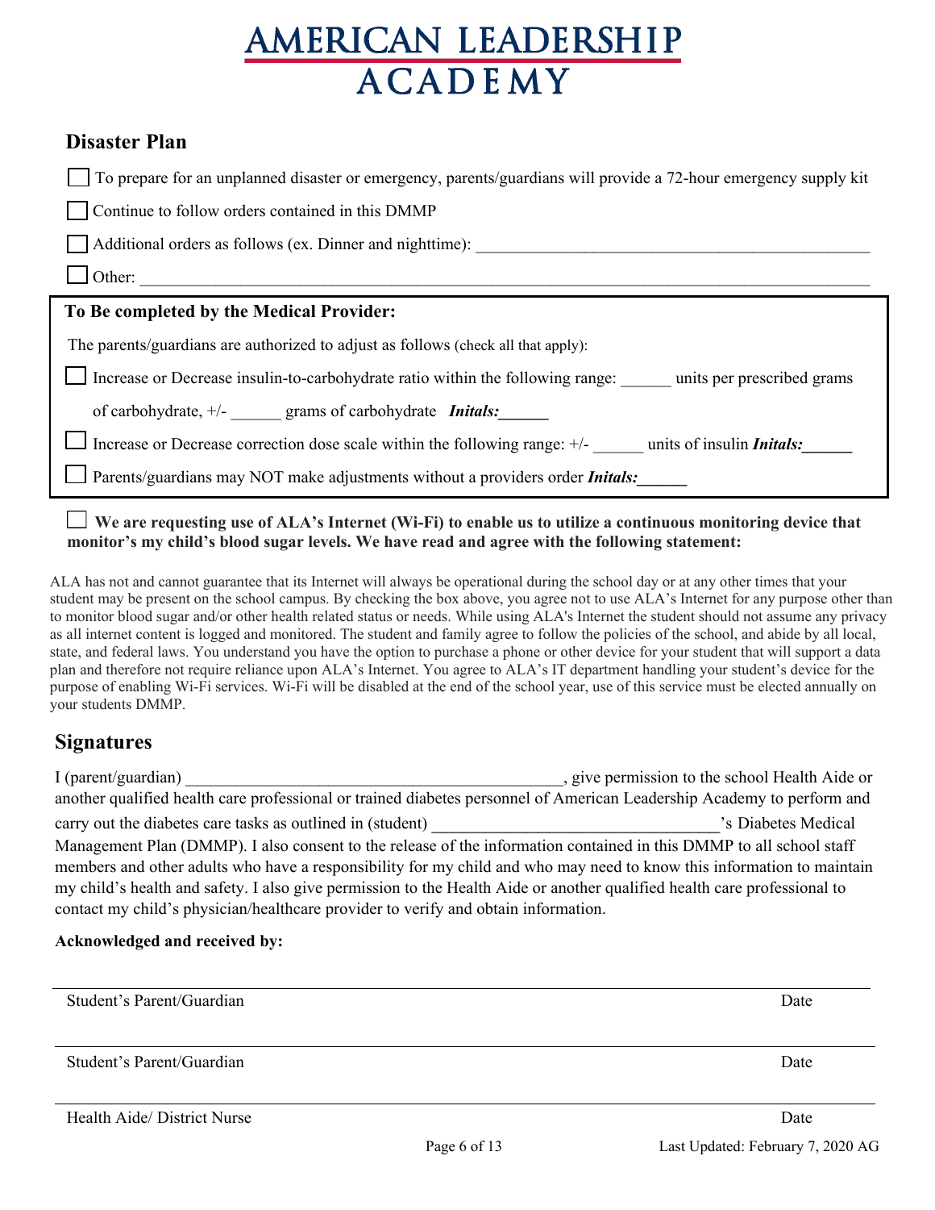# AMERICAN LEADERSHIP ACADEMY

## Disaster Plan

☐ To prepare for an unplanned disaster or emergency, parents/guardians will provide a 72-hour emergency supply kit

☐ Continue to follow orders contained in this DMMP

☐ Additional orders as follows (ex. Dinner and nighttime): ____________________________________________

☐ Other: ____________________________________________________________________________

**To Be completed by the Medical Provider:**

The parents/guardians are authorized to adjust as follows (check all that apply):

☐ Increase or Decrease insulin-to-carbohydrate ratio within the following range: ______ units per prescribed grams of carbohydrate, +/- ______ grams of carbohydrate ***Initals:*****______**

☐ Increase or Decrease correction dose scale within the following range: +/- ______ units of insulin ***Initals:*****______**

☐ Parents/guardians may NOT make adjustments without a providers order ***Initals:*****______**

☐ **We are requesting use of ALA's Internet (Wi-Fi) to enable us to utilize a continuous monitoring device that monitor's my child's blood sugar levels. We have read and agree with the following statement:**

ALA has not and cannot guarantee that its Internet will always be operational during the school day or at any other times that your student may be present on the school campus. By checking the box above, you agree not to use ALA's Internet for any purpose other than to monitor blood sugar and/or other health related status or needs. While using ALA's Internet the student should not assume any privacy as all internet content is logged and monitored. The student and family agree to follow the policies of the school, and abide by all local, state, and federal laws. You understand you have the option to purchase a phone or other device for your student that will support a data plan and therefore not require reliance upon ALA's Internet. You agree to ALA's IT department handling your student's device for the purpose of enabling Wi-Fi services. Wi-Fi will be disabled at the end of the school year, use of this service must be elected annually on your students DMMP.

## Signatures

I (parent/guardian) ______________________________________________, give permission to the school Health Aide or another qualified health care professional or trained diabetes personnel of American Leadership Academy to perform and carry out the diabetes care tasks as outlined in (student) **_________________________________**'s Diabetes Medical Management Plan (DMMP). I also consent to the release of the information contained in this DMMP to all school staff members and other adults who have a responsibility for my child and who may need to know this information to maintain my child's health and safety. I also give permission to the Health Aide or another qualified health care professional to contact my child's physician/healthcare provider to verify and obtain information.

**Acknowledged and received by:**

______________________________________________________________________

Student's Parent/Guardian                                                                                    Date

______________________________________________________________________

Student's Parent/Guardian                                                                                    Date

______________________________________________________________________

Health Aide/ District Nurse                                                                                   Date

Last Updated: February 7, 2020 AG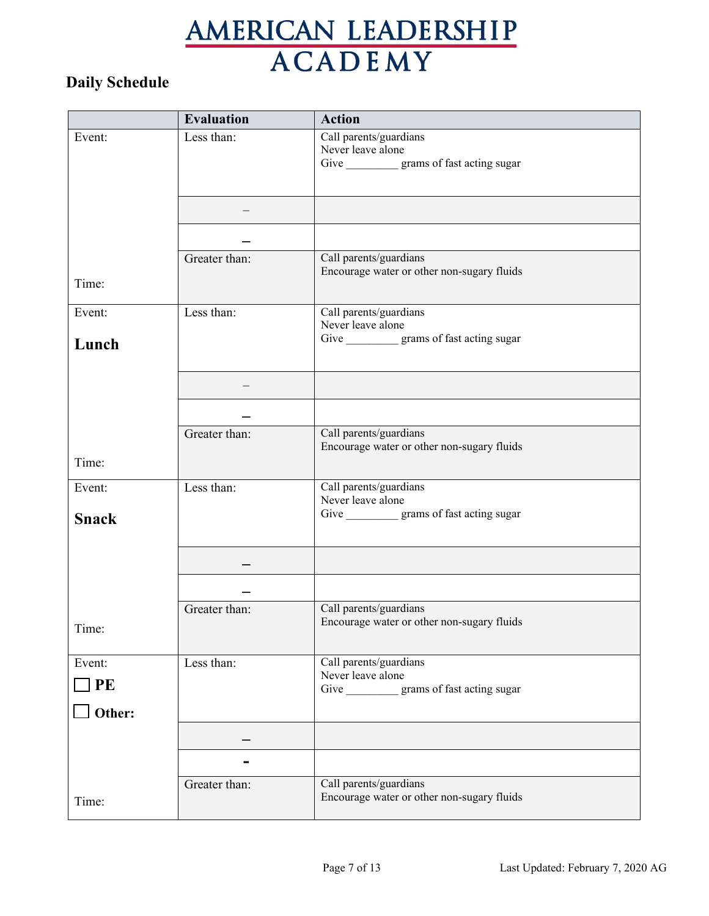# AMERICAN LEADERSHIP ACADEMY

## Daily Schedule

| | Evaluation | Action |
|---|---|---|
| Event: | Less than: | Call parents/guardians<br>Never leave alone<br>Give _________ grams of fast acting sugar |
| | – | |
| | – | |
| Time: | Greater than: | Call parents/guardians<br>Encourage water or other non-sugary fluids |
| Event:<br>**Lunch** | Less than: | Call parents/guardians<br>Never leave alone<br>Give _________ grams of fast acting sugar |
| | – | |
| | – | |
| Time: | Greater than: | Call parents/guardians<br>Encourage water or other non-sugary fluids |
| Event:<br>**Snack** | Less than: | Call parents/guardians<br>Never leave alone<br>Give _________ grams of fast acting sugar |
| | – | |
| | – | |
| Time: | Greater than: | Call parents/guardians<br>Encourage water or other non-sugary fluids |
| Event:<br>☐ **PE**<br>☐ **Other:** | Less than: | Call parents/guardians<br>Never leave alone<br>Give _________ grams of fast acting sugar |
| | – | |
| | - | |
| Time: | Greater than: | Call parents/guardians<br>Encourage water or other non-sugary fluids |

Last Updated: February 7, 2020 AG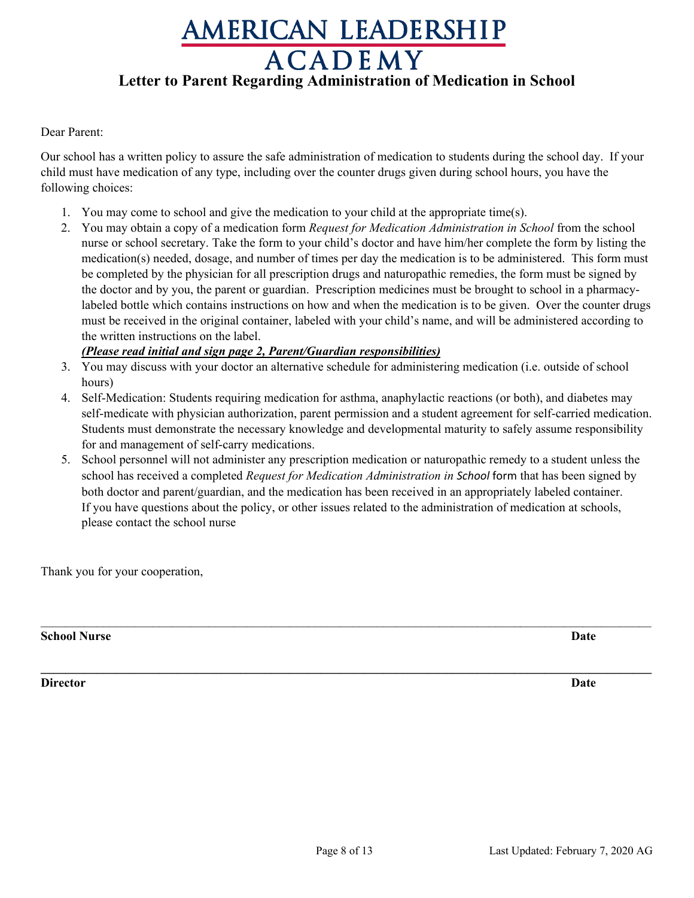# AMERICAN LEADERSHIP ACADEMY

## Letter to Parent Regarding Administration of Medication in School

Dear Parent:

Our school has a written policy to assure the safe administration of medication to students during the school day. If your child must have medication of any type, including over the counter drugs given during school hours, you have the following choices:

1. You may come to school and give the medication to your child at the appropriate time(s).
2. You may obtain a copy of a medication form *Request for Medication Administration in School* from the school nurse or school secretary. Take the form to your child's doctor and have him/her complete the form by listing the medication(s) needed, dosage, and number of times per day the medication is to be administered. This form must be completed by the physician for all prescription drugs and naturopathic remedies, the form must be signed by the doctor and by you, the parent or guardian. Prescription medicines must be brought to school in a pharmacy-labeled bottle which contains instructions on how and when the medication is to be given. Over the counter drugs must be received in the original container, labeled with your child's name, and will be administered according to the written instructions on the label.
   ***(Please read initial and sign page 2, Parent/Guardian responsibilities)***
3. You may discuss with your doctor an alternative schedule for administering medication (i.e. outside of school hours)
4. Self-Medication: Students requiring medication for asthma, anaphylactic reactions (or both), and diabetes may self-medicate with physician authorization, parent permission and a student agreement for self-carried medication. Students must demonstrate the necessary knowledge and developmental maturity to safely assume responsibility for and management of self-carry medications.
5. School personnel will not administer any prescription medication or naturopathic remedy to a student unless the school has received a completed *Request for Medication Administration in School* form that has been signed by both doctor and parent/guardian, and the medication has been received in an appropriately labeled container. If you have questions about the policy, or other issues related to the administration of medication at schools, please contact the school nurse

Thank you for your cooperation,

\_\_\_\_\_\_\_\_\_\_\_\_\_\_\_\_\_\_\_\_\_\_\_\_\_\_\_\_\_\_\_\_\_\_\_\_\_\_\_\_\_\_\_\_\_\_\_\_\_\_\_\_\_\_\_\_\_\_\_\_\_\_\_\_\_\_\_\_\_\_

**School Nurse** **Date**

\_\_\_\_\_\_\_\_\_\_\_\_\_\_\_\_\_\_\_\_\_\_\_\_\_\_\_\_\_\_\_\_\_\_\_\_\_\_\_\_\_\_\_\_\_\_\_\_\_\_\_\_\_\_\_\_\_\_\_\_\_\_\_\_\_\_\_\_\_\_

**Director** **Date**

Last Updated: February 7, 2020 AG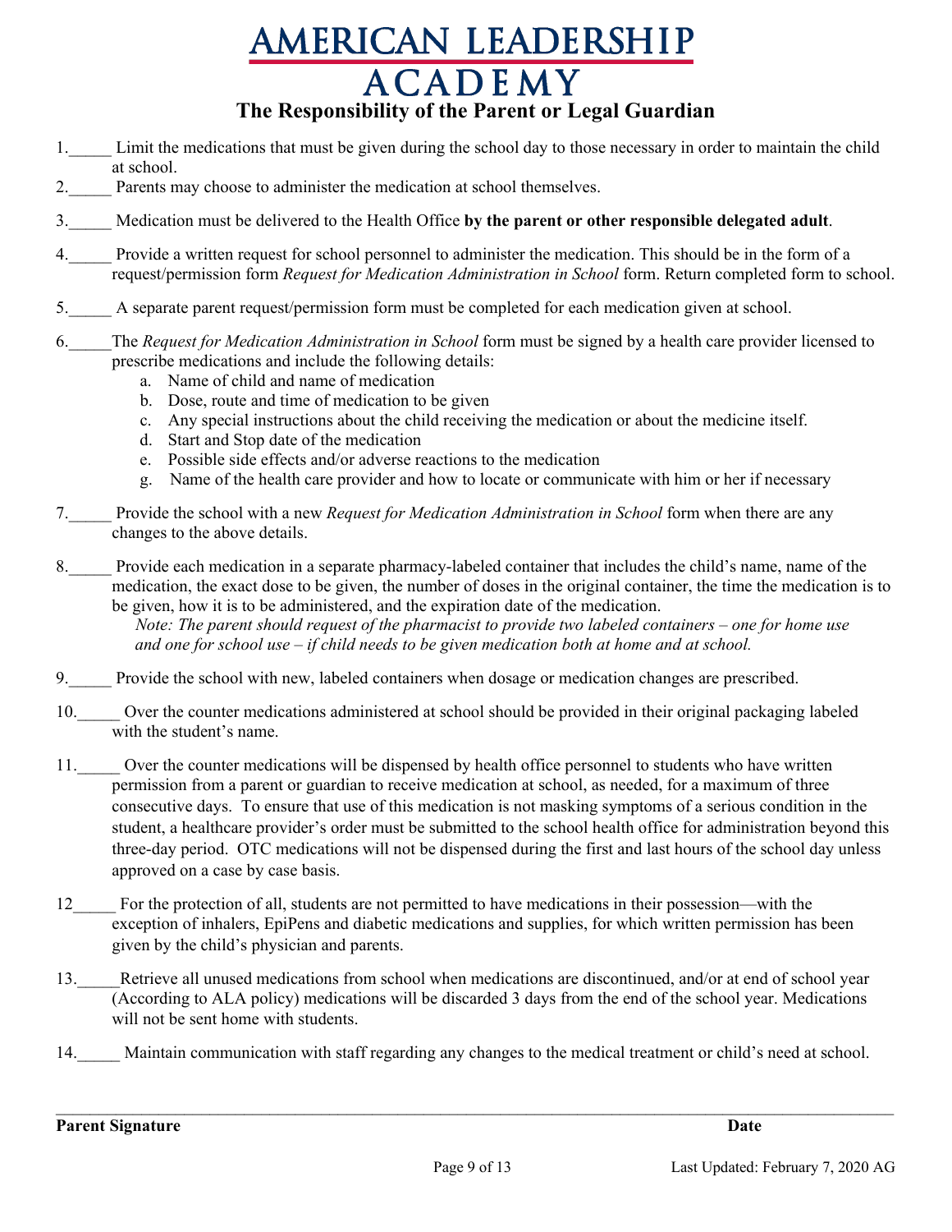# AMERICAN LEADERSHIP ACADEMY

## The Responsibility of the Parent or Legal Guardian

1.\_\_\_\_\_ Limit the medications that must be given during the school day to those necessary in order to maintain the child at school.

2.\_\_\_\_\_ Parents may choose to administer the medication at school themselves.

3.\_\_\_\_\_ Medication must be delivered to the Health Office **by the parent or other responsible delegated adult**.

4.\_\_\_\_\_ Provide a written request for school personnel to administer the medication. This should be in the form of a request/permission form *Request for Medication Administration in School* form. Return completed form to school.

5.\_\_\_\_\_ A separate parent request/permission form must be completed for each medication given at school.

6.\_\_\_\_\_The *Request for Medication Administration in School* form must be signed by a health care provider licensed to prescribe medications and include the following details:
   a. Name of child and name of medication
   b. Dose, route and time of medication to be given
   c. Any special instructions about the child receiving the medication or about the medicine itself.
   d. Start and Stop date of the medication
   e. Possible side effects and/or adverse reactions to the medication
   g. Name of the health care provider and how to locate or communicate with him or her if necessary

7.\_\_\_\_\_ Provide the school with a new *Request for Medication Administration in School* form when there are any changes to the above details.

8.\_\_\_\_\_ Provide each medication in a separate pharmacy-labeled container that includes the child's name, name of the medication, the exact dose to be given, the number of doses in the original container, the time the medication is to be given, how it is to be administered, and the expiration date of the medication.
   *Note: The parent should request of the pharmacist to provide two labeled containers – one for home use and one for school use – if child needs to be given medication both at home and at school.*

9.\_\_\_\_\_ Provide the school with new, labeled containers when dosage or medication changes are prescribed.

10.\_\_\_\_\_ Over the counter medications administered at school should be provided in their original packaging labeled with the student's name.

11.\_\_\_\_\_ Over the counter medications will be dispensed by health office personnel to students who have written permission from a parent or guardian to receive medication at school, as needed, for a maximum of three consecutive days. To ensure that use of this medication is not masking symptoms of a serious condition in the student, a healthcare provider's order must be submitted to the school health office for administration beyond this three-day period. OTC medications will not be dispensed during the first and last hours of the school day unless approved on a case by case basis.

12\_\_\_\_\_ For the protection of all, students are not permitted to have medications in their possession—with the exception of inhalers, EpiPens and diabetic medications and supplies, for which written permission has been given by the child's physician and parents.

13.\_\_\_\_\_Retrieve all unused medications from school when medications are discontinued, and/or at end of school year (According to ALA policy) medications will be discarded 3 days from the end of the school year. Medications will not be sent home with students.

14.\_\_\_\_\_ Maintain communication with staff regarding any changes to the medical treatment or child's need at school.

\_\_\_\_\_\_\_\_\_\_\_\_\_\_\_\_\_\_\_\_\_\_\_\_\_\_\_\_\_\_\_\_\_\_\_\_\_\_\_\_\_\_\_\_\_\_\_\_\_\_\_\_\_\_\_\_\_\_\_\_

**Parent Signature** **Date**

Last Updated: February 7, 2020 AG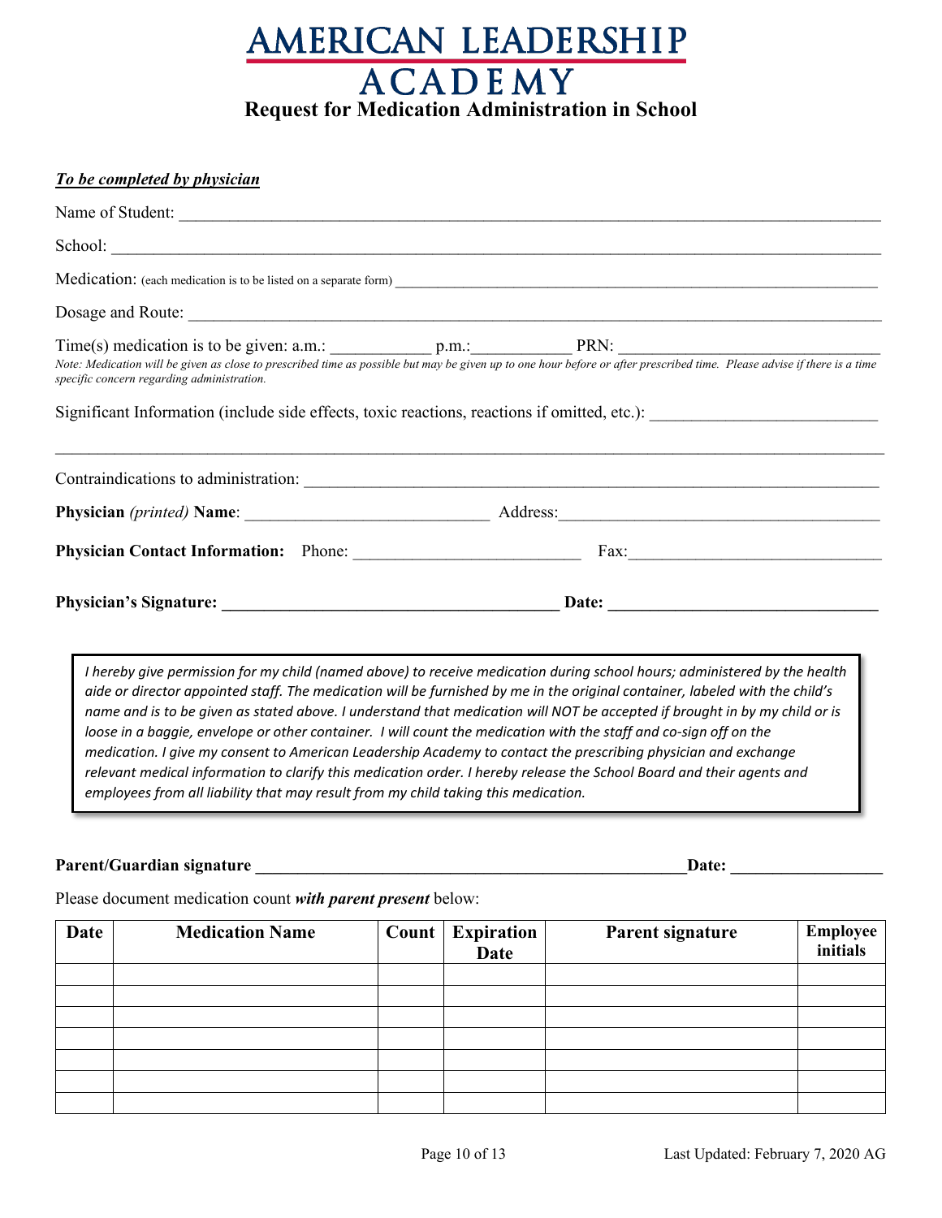# AMERICAN LEADERSHIP ACADEMY

## Request for Medication Administration in School

***To be completed by physician***

Name of Student: ______________________________________________________________________________

School: ______________________________________________________________________________

Medication: (each medication is to be listed on a separate form) ______________________________________________________________

Dosage and Route: ______________________________________________________________________________

Time(s) medication is to be given: a.m.: ___________ p.m.:___________ PRN: ______________________________

*Note: Medication will be given as close to prescribed time as possible but may be given up to one hour before or after prescribed time. Please advise if there is a time specific concern regarding administration.*

Significant Information (include side effects, toxic reactions, reactions if omitted, etc.): __________________________

______________________________________________________________________________

Contraindications to administration: ______________________________________________________________

**Physician** *(printed)* **Name**: ____________________________ Address:____________________________________

**Physician Contact Information:** Phone: __________________________ Fax:____________________________

**Physician's Signature: ______________________________________ Date: ______________________________**

> *I hereby give permission for my child (named above) to receive medication during school hours; administered by the health aide or director appointed staff. The medication will be furnished by me in the original container, labeled with the child's name and is to be given as stated above. I understand that medication will NOT be accepted if brought in by my child or is loose in a baggie, envelope or other container. I will count the medication with the staff and co-sign off on the medication. I give my consent to American Leadership Academy to contact the prescribing physician and exchange relevant medical information to clarify this medication order. I hereby release the School Board and their agents and employees from all liability that may result from my child taking this medication.*

**Parent/Guardian signature ________________________________________________Date: _________________**

Please document medication count ***with parent present*** below:

| Date | Medication Name | Count | Expiration Date | Parent signature | Employee initials |
|---|---|---|---|---|---|
| | | | | | |
| | | | | | |
| | | | | | |
| | | | | | |
| | | | | | |
| | | | | | |
| | | | | | |

Last Updated: February 7, 2020 AG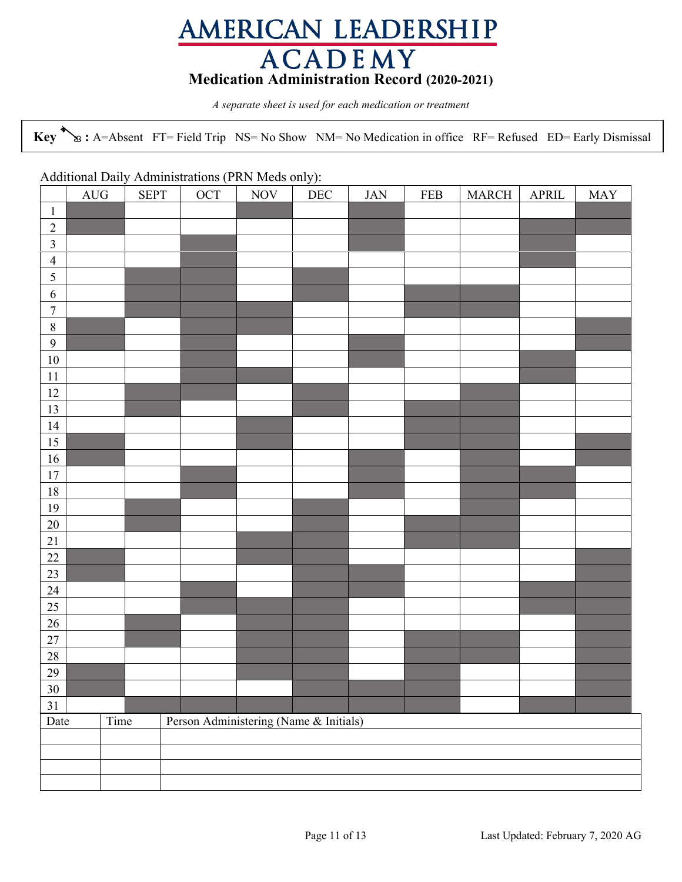# AMERICAN LEADERSHIP ACADEMY

## Medication Administration Record (2020-2021)

*A separate sheet is used for each medication or treatment*

**Key : A**=Absent FT= Field Trip NS= No Show NM= No Medication in office RF= Refused ED= Early Dismissal

Additional Daily Administrations (PRN Meds only):

| | AUG | SEPT | OCT | NOV | DEC | JAN | FEB | MARCH | APRIL | MAY |
|---|---|---|---|---|---|---|---|---|---|---|
| 1 | | | | | | | | | | |
| 2 | | | | | | | | | | |
| 3 | | | | | | | | | | |
| 4 | | | | | | | | | | |
| 5 | | | | | | | | | | |
| 6 | | | | | | | | | | |
| 7 | | | | | | | | | | |
| 8 | | | | | | | | | | |
| 9 | | | | | | | | | | |
| 10 | | | | | | | | | | |
| 11 | | | | | | | | | | |
| 12 | | | | | | | | | | |
| 13 | | | | | | | | | | |
| 14 | | | | | | | | | | |
| 15 | | | | | | | | | | |
| 16 | | | | | | | | | | |
| 17 | | | | | | | | | | |
| 18 | | | | | | | | | | |
| 19 | | | | | | | | | | |
| 20 | | | | | | | | | | |
| 21 | | | | | | | | | | |
| 22 | | | | | | | | | | |
| 23 | | | | | | | | | | |
| 24 | | | | | | | | | | |
| 25 | | | | | | | | | | |
| 26 | | | | | | | | | | |
| 27 | | | | | | | | | | |
| 28 | | | | | | | | | | |
| 29 | | | | | | | | | | |
| 30 | | | | | | | | | | |
| 31 | | | | | | | | | | |

| Date | Time | Person Administering (Name & Initials) |
|---|---|---|
| | | |
| | | |
| | | |
| | | |

Last Updated: February 7, 2020 AG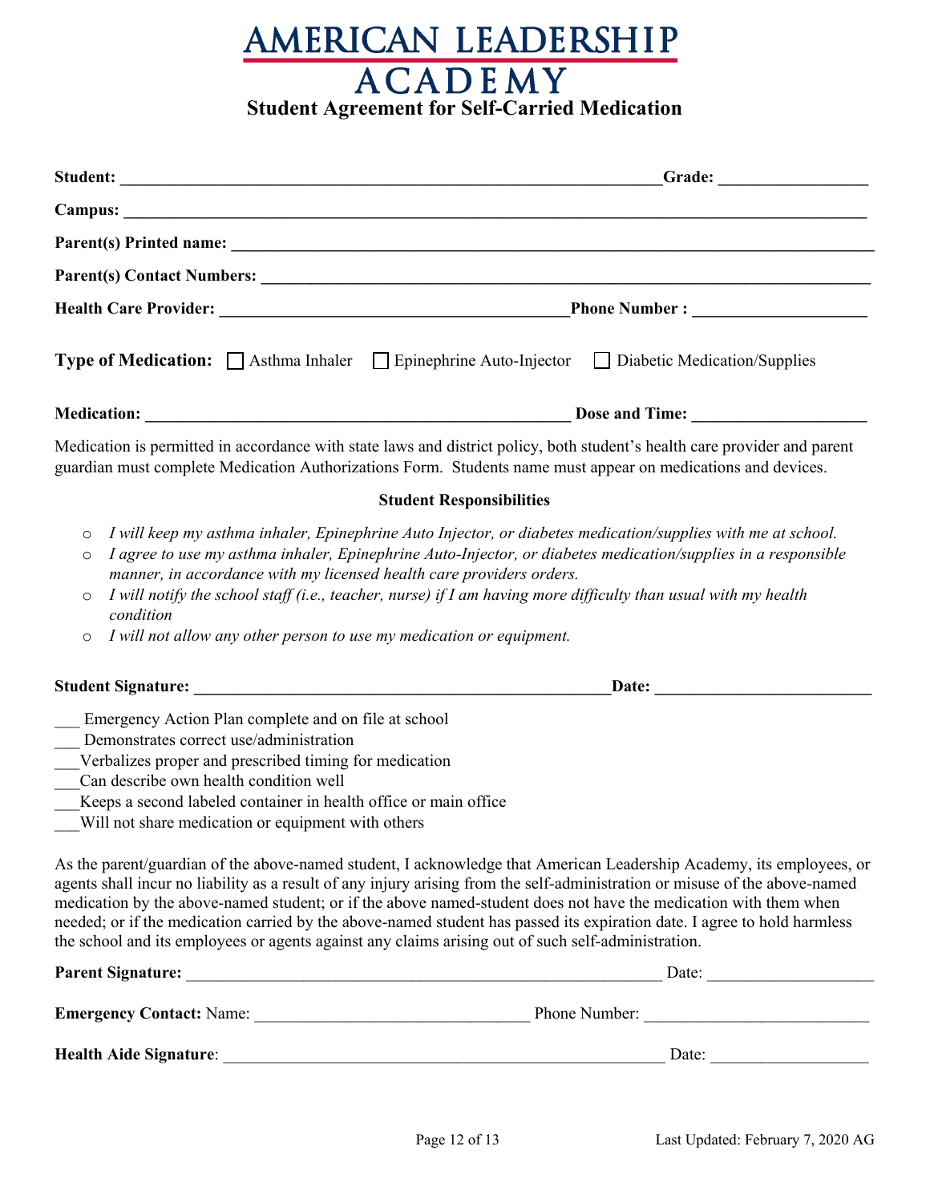# AMERICAN LEADERSHIP ACADEMY

## Student Agreement for Self-Carried Medication

**Student:** ______________________________________________ **Grade:** ______________

**Campus:** ____________________________________________________________________

**Parent(s) Printed name:** _____________________________________________________

**Parent(s) Contact Numbers:** __________________________________________________

**Health Care Provider:** ______________________________ **Phone Number :** ______________

**Type of Medication:** ☐ Asthma Inhaler ☐ Epinephrine Auto-Injector ☐ Diabetic Medication/Supplies

**Medication:** ____________________________________ **Dose and Time:** ______________

Medication is permitted in accordance with state laws and district policy, both student's health care provider and parent guardian must complete Medication Authorizations Form. Students name must appear on medications and devices.

**Student Responsibilities**

- *I will keep my asthma inhaler, Epinephrine Auto Injector, or diabetes medication/supplies with me at school.*
- *I agree to use my asthma inhaler, Epinephrine Auto-Injector, or diabetes medication/supplies in a responsible manner, in accordance with my licensed health care providers orders.*
- *I will notify the school staff (i.e., teacher, nurse) if I am having more difficulty than usual with my health condition*
- *I will not allow any other person to use my medication or equipment.*

**Student Signature:** ____________________________________ **Date:** ________________

___ Emergency Action Plan complete and on file at school
___ Demonstrates correct use/administration
___Verbalizes proper and prescribed timing for medication
___Can describe own health condition well
___Keeps a second labeled container in health office or main office
___Will not share medication or equipment with others

As the parent/guardian of the above-named student, I acknowledge that American Leadership Academy, its employees, or agents shall incur no liability as a result of any injury arising from the self-administration or misuse of the above-named medication by the above-named student; or if the above named-student does not have the medication with them when needed; or if the medication carried by the above-named student has passed its expiration date. I agree to hold harmless the school and its employees or agents against any claims arising out of such self-administration.

**Parent Signature:** ________________________________________ Date: ______________

**Emergency Contact:** Name: ______________________ Phone Number: ____________________

**Health Aide Signature**: ____________________________________ Date: ______________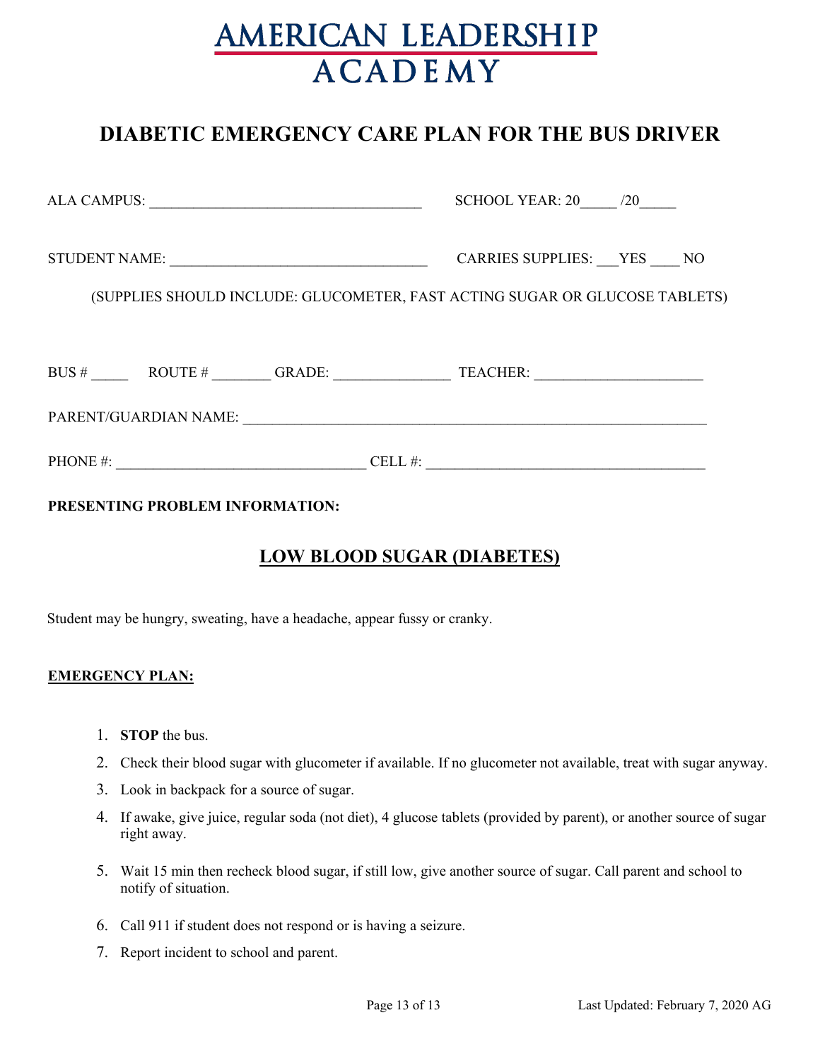# AMERICAN LEADERSHIP ACADEMY

## DIABETIC EMERGENCY CARE PLAN FOR THE BUS DRIVER

ALA CAMPUS: ____________________________________ SCHOOL YEAR: 20_____ /20_____

STUDENT NAME: __________________________________ CARRIES SUPPLIES: ___YES ____ NO

(SUPPLIES SHOULD INCLUDE: GLUCOMETER, FAST ACTING SUGAR OR GLUCOSE TABLETS)

BUS # _____ ROUTE # ________ GRADE: _______________ TEACHER: ______________________

PARENT/GUARDIAN NAME: _____________________________________________________________

PHONE #: _________________________________ CELL #: _____________________________________

**PRESENTING PROBLEM INFORMATION:**

### LOW BLOOD SUGAR (DIABETES)

Student may be hungry, sweating, have a headache, appear fussy or cranky.

**EMERGENCY PLAN:**

1. **STOP** the bus.
2. Check their blood sugar with glucometer if available. If no glucometer not available, treat with sugar anyway.
3. Look in backpack for a source of sugar.
4. If awake, give juice, regular soda (not diet), 4 glucose tablets (provided by parent), or another source of sugar right away.
5. Wait 15 min then recheck blood sugar, if still low, give another source of sugar. Call parent and school to notify of situation.
6. Call 911 if student does not respond or is having a seizure.
7. Report incident to school and parent.

Last Updated: February 7, 2020 AG